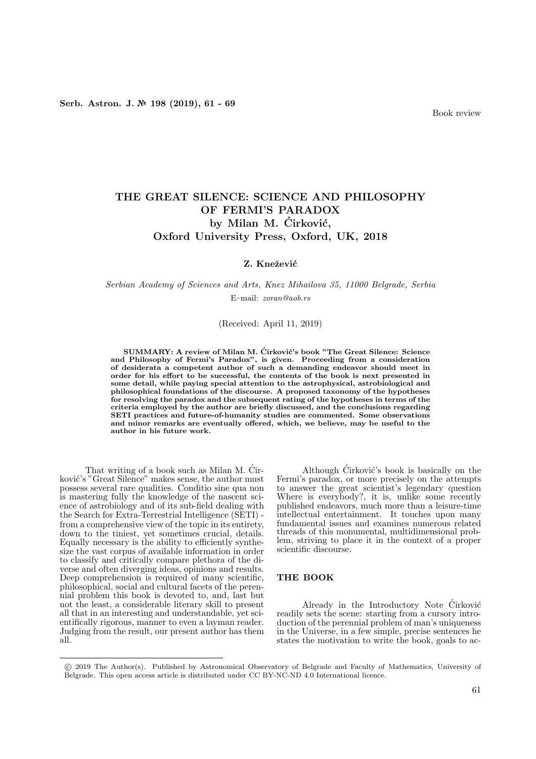Book review

# THE GREAT SILENCE: SCIENCE AND PHILOSOPHY OF FERMI'S PARADOX

## by Milan M. Ćirković, Oxford University Press, Oxford, UK, 2018

**Z. Knežević**

*Serbian Academy of Sciences and Arts, Knez Mihailova 35, 11000 Belgrade, Serbia*

E–mail: *zoran@aob.rs*

(Received: April 11, 2019)

**SUMMARY: A review of Milan M. Ćirković's book "The Great Silence: Science and Philosophy of Fermi's Paradox", is given. Proceeding from a consideration of desiderata a competent author of such a demanding endeavor should meet in order for his effort to be successful, the contents of the book is next presented in some detail, while paying special attention to the astrophysical, astrobiological and philosophical foundations of the discourse. A proposed taxonomy of the hypotheses for resolving the paradox and the subsequent rating of the hypotheses in terms of the criteria employed by the author are briefly discussed, and the conclusions regarding SETI practices and future-of-humanity studies are commented. Some observations and minor remarks are eventually offered, which, we believe, may be useful to the author in his future work.**

That writing of a book such as Milan M. Ćirković's "Great Silence" makes sense, the author must possess several rare qualities. Conditio sine qua non is mastering fully the knowledge of the nascent science of astrobiology and of its sub-field dealing with the Search for Extra-Terrestrial Intelligence (SETI) - from a comprehensive view of the topic in its entirety, down to the tiniest, yet sometimes crucial, details. Equally necessary is the ability to efficiently synthesize the vast corpus of available information in order to classify and critically compare plethora of the diverse and often diverging ideas, opinions and results. Deep comprehension is required of many scientific, philosophical, social and cultural facets of the perennial problem this book is devoted to, and, last but not the least, a considerable literary skill to present all that in an interesting and understandable, yet scientifically rigorous, manner to even a layman reader. Judging from the result, our present author has them all.

Although Ćirković's book is basically on the Fermi's paradox, or more precisely on the attempts to answer the great scientist's legendary question Where is everybody?, it is, unlike some recently published endeavors, much more than a leisure-time intellectual entertainment. It touches upon many fundamental issues and examines numerous related threads of this monumental, multidimensional problem, striving to place it in the context of a proper scientific discourse.

## THE BOOK

Already in the Introductory Note Ćirković readily sets the scene: starting from a cursory introduction of the perennial problem of man's uniqueness in the Universe, in a few simple, precise sentences he states the motivation to write the book, goals to ac-

© 2019 The Author(s). Published by Astronomical Observatory of Belgrade and Faculty of Mathematics, University of Belgrade. This open access article is distributed under CC BY-NC-ND 4.0 International licence.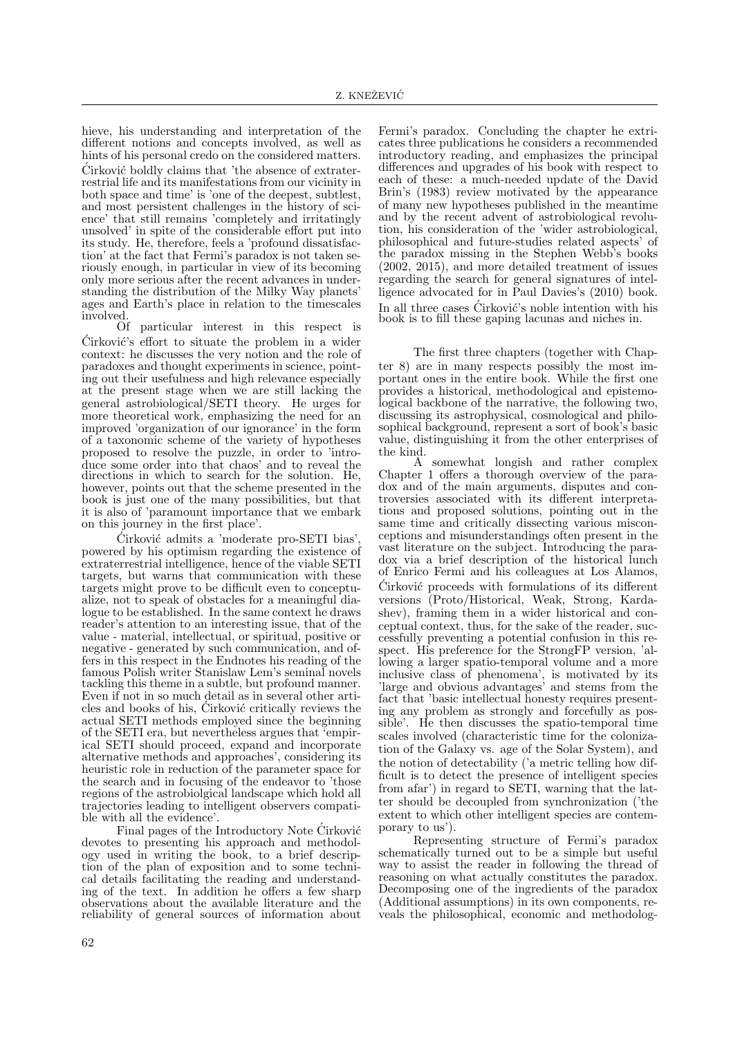hieve, his understanding and interpretation of the different notions and concepts involved, as well as hints of his personal credo on the considered matters. Ćirković boldly claims that 'the absence of extraterrestrial life and its manifestations from our vicinity in both space and time' is 'one of the deepest, subtlest, and most persistent challenges in the history of science' that still remains 'completely and irritatingly unsolved' in spite of the considerable effort put into its study. He, therefore, feels a 'profound dissatisfaction' at the fact that Fermi's paradox is not taken seriously enough, in particular in view of its becoming only more serious after the recent advances in understanding the distribution of the Milky Way planets' ages and Earth's place in relation to the timescales involved.

Of particular interest in this respect is Ćirković's effort to situate the problem in a wider context: he discusses the very notion and the role of paradoxes and thought experiments in science, pointing out their usefulness and high relevance especially at the present stage when we are still lacking the general astrobiological/SETI theory. He urges for more theoretical work, emphasizing the need for an improved 'organization of our ignorance' in the form of a taxonomic scheme of the variety of hypotheses proposed to resolve the puzzle, in order to 'introduce some order into that chaos' and to reveal the directions in which to search for the solution. He, however, points out that the scheme presented in the book is just one of the many possibilities, but that it is also of 'paramount importance that we embark on this journey in the first place'.

Ćirković admits a 'moderate pro-SETI bias', powered by his optimism regarding the existence of extraterrestrial intelligence, hence of the viable SETI targets, but warns that communication with these targets might prove to be difficult even to conceptualize, not to speak of obstacles for a meaningful dialogue to be established. In the same context he draws reader's attention to an interesting issue, that of the value - material, intellectual, or spiritual, positive or negative - generated by such communication, and offers in this respect in the Endnotes his reading of the famous Polish writer Stanislaw Lem's seminal novels tackling this theme in a subtle, but profound manner. Even if not in so much detail as in several other articles and books of his, Ćirković critically reviews the actual SETI methods employed since the beginning of the SETI era, but nevertheless argues that 'empirical SETI should proceed, expand and incorporate alternative methods and approaches', considering its heuristic role in reduction of the parameter space for the search and in focusing of the endeavor to 'those regions of the astrobiolgical landscape which hold all trajectories leading to intelligent observers compatible with all the evidence'.

Final pages of the Introductory Note Ćirković devotes to presenting his approach and methodology used in writing the book, to a brief description of the plan of exposition and to some technical details facilitating the reading and understanding of the text. In addition he offers a few sharp observations about the available literature and the reliability of general sources of information about Fermi's paradox. Concluding the chapter he extricates three publications he considers a recommended introductory reading, and emphasizes the principal differences and upgrades of his book with respect to each of these: a much-needed update of the David Brin's (1983) review motivated by the appearance of many new hypotheses published in the meantime and by the recent advent of astrobiological revolution, his consideration of the 'wider astrobiological, philosophical and future-studies related aspects' of the paradox missing in the Stephen Webb's books (2002, 2015), and more detailed treatment of issues regarding the search for general signatures of intelligence advocated for in Paul Davies's (2010) book. In all three cases Ćirković's noble intention with his book is to fill these gaping lacunas and niches in.

The first three chapters (together with Chapter 8) are in many respects possibly the most important ones in the entire book. While the first one provides a historical, methodological and epistemological backbone of the narrative, the following two, discussing its astrophysical, cosmological and philosophical background, represent a sort of book's basic value, distinguishing it from the other enterprises of the kind.

A somewhat longish and rather complex Chapter 1 offers a thorough overview of the paradox and of the main arguments, disputes and controversies associated with its different interpretations and proposed solutions, pointing out in the same time and critically dissecting various misconceptions and misunderstandings often present in the vast literature on the subject. Introducing the paradox via a brief description of the historical lunch of Enrico Fermi and his colleagues at Los Alamos, Ćirković proceeds with formulations of its different versions (Proto/Historical, Weak, Strong, Kardashev), framing them in a wider historical and conceptual context, thus, for the sake of the reader, successfully preventing a potential confusion in this respect. His preference for the StrongFP version, 'allowing a larger spatio-temporal volume and a more inclusive class of phenomena', is motivated by its 'large and obvious advantages' and stems from the fact that 'basic intellectual honesty requires presenting any problem as strongly and forcefully as possible'. He then discusses the spatio-temporal time scales involved (characteristic time for the colonization of the Galaxy vs. age of the Solar System), and the notion of detectability ('a metric telling how difficult is to detect the presence of intelligent species from afar') in regard to SETI, warning that the latter should be decoupled from synchronization ('the extent to which other intelligent species are contemporary to us').

Representing structure of Fermi's paradox schematically turned out to be a simple but useful way to assist the reader in following the thread of reasoning on what actually constitutes the paradox. Decomposing one of the ingredients of the paradox (Additional assumptions) in its own components, reveals the philosophical, economic and methodolog-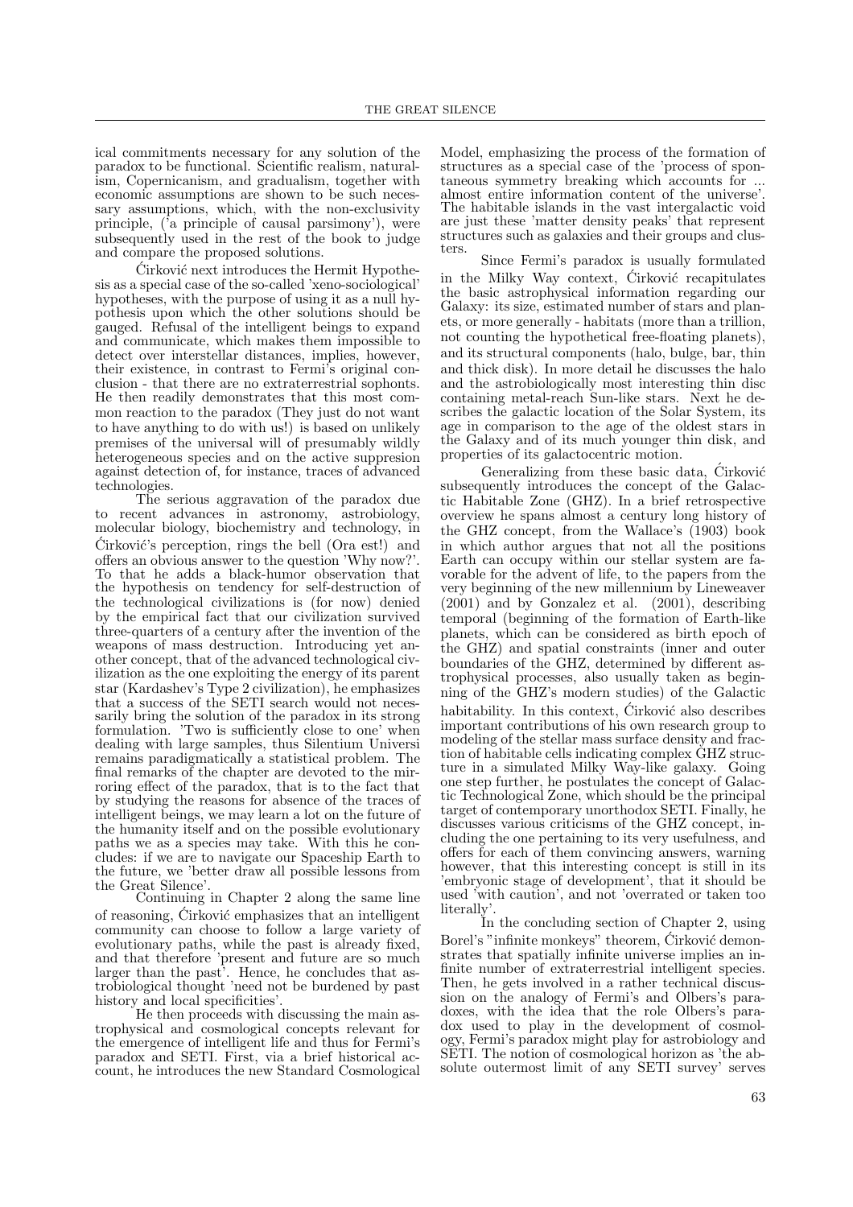ical commitments necessary for any solution of the paradox to be functional. Scientific realism, naturalism, Copernicanism, and gradualism, together with economic assumptions are shown to be such necessary assumptions, which, with the non-exclusivity principle, ('a principle of causal parsimony'), were subsequently used in the rest of the book to judge and compare the proposed solutions.

Ćirković next introduces the Hermit Hypothesis as a special case of the so-called 'xeno-sociological' hypotheses, with the purpose of using it as a null hypothesis upon which the other solutions should be gauged. Refusal of the intelligent beings to expand and communicate, which makes them impossible to detect over interstellar distances, implies, however, their existence, in contrast to Fermi's original conclusion - that there are no extraterrestrial sophonts. He then readily demonstrates that this most common reaction to the paradox (They just do not want to have anything to do with us!) is based on unlikely premises of the universal will of presumably wildly heterogeneous species and on the active suppresion against detection of, for instance, traces of advanced technologies.

The serious aggravation of the paradox due to recent advances in astronomy, astrobiology, molecular biology, biochemistry and technology, in Ćirković's perception, rings the bell (Ora est!) and offers an obvious answer to the question 'Why now?'. To that he adds a black-humor observation that the hypothesis on tendency for self-destruction of the technological civilizations is (for now) denied by the empirical fact that our civilization survived three-quarters of a century after the invention of the weapons of mass destruction. Introducing yet another concept, that of the advanced technological civilization as the one exploiting the energy of its parent star (Kardashev's Type 2 civilization), he emphasizes that a success of the SETI search would not necessarily bring the solution of the paradox in its strong formulation. 'Two is sufficiently close to one' when dealing with large samples, thus Silentium Universi remains paradigmatically a statistical problem. The final remarks of the chapter are devoted to the mirroring effect of the paradox, that is to the fact that by studying the reasons for absence of the traces of intelligent beings, we may learn a lot on the future of the humanity itself and on the possible evolutionary paths we as a species may take. With this he concludes: if we are to navigate our Spaceship Earth to the future, we 'better draw all possible lessons from the Great Silence'.

Continuing in Chapter 2 along the same line of reasoning, Ćirković emphasizes that an intelligent community can choose to follow a large variety of evolutionary paths, while the past is already fixed, and that therefore 'present and future are so much larger than the past'. Hence, he concludes that astrobiological thought 'need not be burdened by past history and local specificities'.

He then proceeds with discussing the main astrophysical and cosmological concepts relevant for the emergence of intelligent life and thus for Fermi's paradox and SETI. First, via a brief historical account, he introduces the new Standard Cosmological Model, emphasizing the process of the formation of structures as a special case of the 'process of spontaneous symmetry breaking which accounts for ... almost entire information content of the universe'. The habitable islands in the vast intergalactic void are just these 'matter density peaks' that represent structures such as galaxies and their groups and clusters.

Since Fermi's paradox is usually formulated in the Milky Way context, Ćirković recapitulates the basic astrophysical information regarding our Galaxy: its size, estimated number of stars and planets, or more generally - habitats (more than a trillion, not counting the hypothetical free-floating planets), and its structural components (halo, bulge, bar, thin and thick disk). In more detail he discusses the halo and the astrobiologically most interesting thin disc containing metal-reach Sun-like stars. Next he describes the galactic location of the Solar System, its age in comparison to the age of the oldest stars in the Galaxy and of its much younger thin disk, and properties of its galactocentric motion.

Generalizing from these basic data, Ćirković subsequently introduces the concept of the Galactic Habitable Zone (GHZ). In a brief retrospective overview he spans almost a century long history of the GHZ concept, from the Wallace's (1903) book in which author argues that not all the positions Earth can occupy within our stellar system are favorable for the advent of life, to the papers from the very beginning of the new millennium by Lineweaver (2001) and by Gonzalez et al. (2001), describing temporal (beginning of the formation of Earth-like planets, which can be considered as birth epoch of the GHZ) and spatial constraints (inner and outer boundaries of the GHZ, determined by different astrophysical processes, also usually taken as beginning of the GHZ's modern studies) of the Galactic habitability. In this context, Ćirković also describes important contributions of his own research group to modeling of the stellar mass surface density and fraction of habitable cells indicating complex GHZ structure in a simulated Milky Way-like galaxy. Going one step further, he postulates the concept of Galactic Technological Zone, which should be the principal target of contemporary unorthodox SETI. Finally, he discusses various criticisms of the GHZ concept, including the one pertaining to its very usefulness, and offers for each of them convincing answers, warning however, that this interesting concept is still in its 'embryonic stage of development', that it should be used 'with caution', and not 'overrated or taken too literally'.

In the concluding section of Chapter 2, using Borel's "infinite monkeys" theorem, Ćirković demonstrates that spatially infinite universe implies an infinite number of extraterrestrial intelligent species. Then, he gets involved in a rather technical discussion on the analogy of Fermi's and Olbers's paradoxes, with the idea that the role Olbers's paradox used to play in the development of cosmology, Fermi's paradox might play for astrobiology and SETI. The notion of cosmological horizon as 'the absolute outermost limit of any SETI survey' serves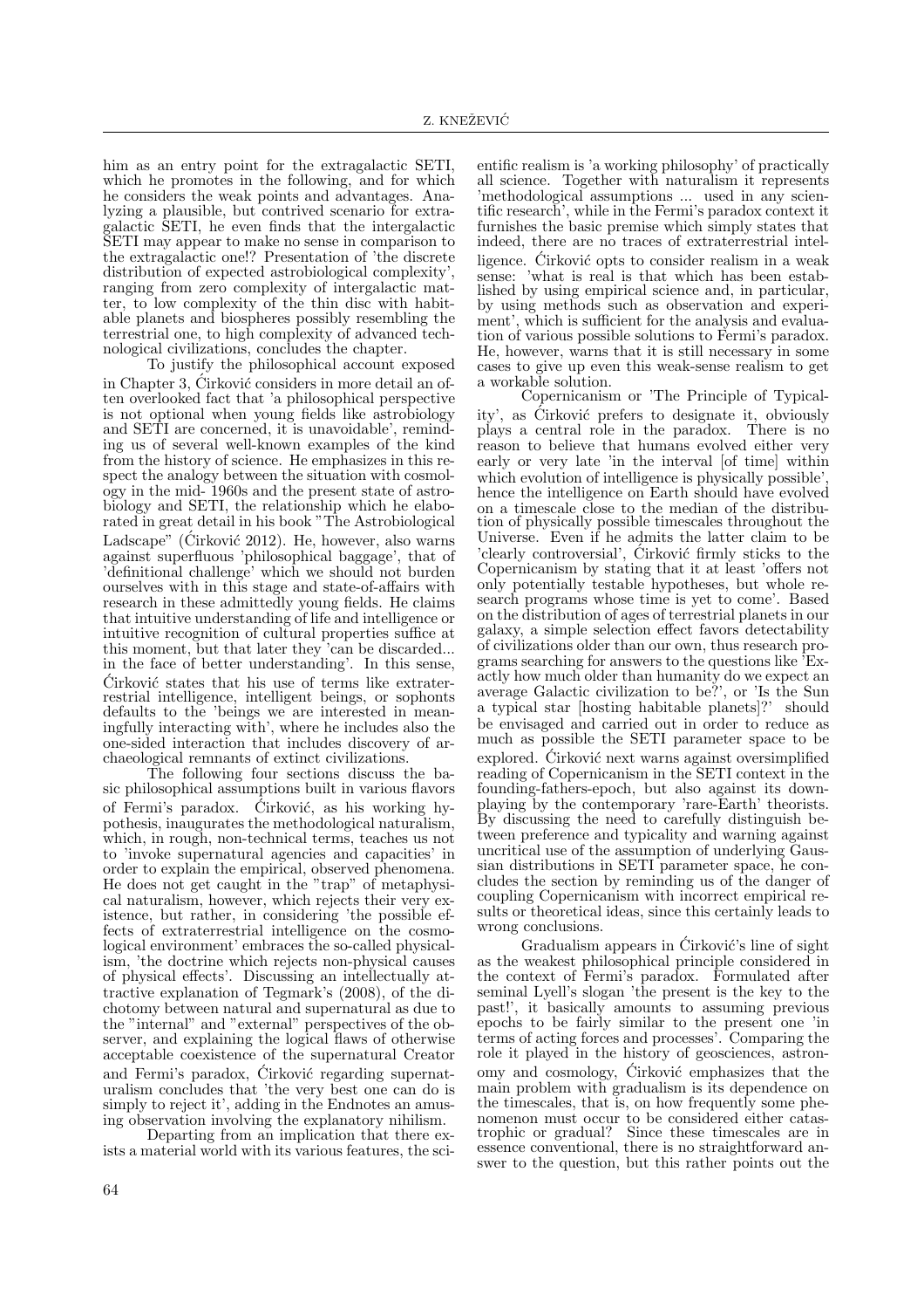him as an entry point for the extragalactic SETI, which he promotes in the following, and for which he considers the weak points and advantages. Analyzing a plausible, but contrived scenario for extragalactic SETI, he even finds that the intergalactic SETI may appear to make no sense in comparison to the extragalactic one!? Presentation of 'the discrete distribution of expected astrobiological complexity', ranging from zero complexity of intergalactic matter, to low complexity of the thin disc with habitable planets and biospheres possibly resembling the terrestrial one, to high complexity of advanced technological civilizations, concludes the chapter.

To justify the philosophical account exposed in Chapter 3, Ćirković considers in more detail an often overlooked fact that 'a philosophical perspective is not optional when young fields like astrobiology and SETI are concerned, it is unavoidable', reminding us of several well-known examples of the kind from the history of science. He emphasizes in this respect the analogy between the situation with cosmology in the mid- 1960s and the present state of astrobiology and SETI, the relationship which he elaborated in great detail in his book "The Astrobiological Ladscape" (Ćirković 2012). He, however, also warns against superfluous 'philosophical baggage', that of 'definitional challenge' which we should not burden ourselves with in this stage and state-of-affairs with research in these admittedly young fields. He claims that intuitive understanding of life and intelligence or intuitive recognition of cultural properties suffice at this moment, but that later they 'can be discarded... in the face of better understanding'. In this sense, Ćirković states that his use of terms like extraterrestrial intelligence, intelligent beings, or sophonts defaults to the 'beings we are interested in meaningfully interacting with', where he includes also the one-sided interaction that includes discovery of archaeological remnants of extinct civilizations.

The following four sections discuss the basic philosophical assumptions built in various flavors of Fermi's paradox. Ćirković, as his working hypothesis, inaugurates the methodological naturalism, which, in rough, non-technical terms, teaches us not to 'invoke supernatural agencies and capacities' in order to explain the empirical, observed phenomena. He does not get caught in the "trap" of metaphysical naturalism, however, which rejects their very existence, but rather, in considering 'the possible effects of extraterrestrial intelligence on the cosmological environment' embraces the so-called physicalism, 'the doctrine which rejects non-physical causes of physical effects'. Discussing an intellectually attractive explanation of Tegmark's (2008), of the dichotomy between natural and supernatural as due to the "internal" and "external" perspectives of the observer, and explaining the logical flaws of otherwise acceptable coexistence of the supernatural Creator and Fermi's paradox, Ćirković regarding supernaturalism concludes that 'the very best one can do is simply to reject it', adding in the Endnotes an amusing observation involving the explanatory nihilism.

Departing from an implication that there exists a material world with its various features, the scientific realism is 'a working philosophy' of practically all science. Together with naturalism it represents 'methodological assumptions ... used in any scientific research', while in the Fermi's paradox context it furnishes the basic premise which simply states that indeed, there are no traces of extraterrestrial intelligence. Ćirković opts to consider realism in a weak sense: 'what is real is that which has been established by using empirical science and, in particular, by using methods such as observation and experiment', which is sufficient for the analysis and evaluation of various possible solutions to Fermi's paradox. He, however, warns that it is still necessary in some cases to give up even this weak-sense realism to get a workable solution.

Copernicanism or 'The Principle of Typicality', as Ćirković prefers to designate it, obviously plays a central role in the paradox. There is no reason to believe that humans evolved either very early or very late 'in the interval [of time] within which evolution of intelligence is physically possible', hence the intelligence on Earth should have evolved on a timescale close to the median of the distribution of physically possible timescales throughout the Universe. Even if he admits the latter claim to be 'clearly controversial', Ćirković firmly sticks to the Copernicanism by stating that it at least 'offers not only potentially testable hypotheses, but whole research programs whose time is yet to come'. Based on the distribution of ages of terrestrial planets in our galaxy, a simple selection effect favors detectability of civilizations older than our own, thus research programs searching for answers to the questions like 'Exactly how much older than humanity do we expect an average Galactic civilization to be?', or 'Is the Sun a typical star [hosting habitable planets]?' should be envisaged and carried out in order to reduce as much as possible the SETI parameter space to be explored. Ćirković next warns against oversimplified reading of Copernicanism in the SETI context in the founding-fathers-epoch, but also against its downplaying by the contemporary 'rare-Earth' theorists. By discussing the need to carefully distinguish between preference and typicality and warning against uncritical use of the assumption of underlying Gaussian distributions in SETI parameter space, he concludes the section by reminding us of the danger of coupling Copernicanism with incorrect empirical results or theoretical ideas, since this certainly leads to wrong conclusions.

Gradualism appears in Ćirković's line of sight as the weakest philosophical principle considered in the context of Fermi's paradox. Formulated after seminal Lyell's slogan 'the present is the key to the past!', it basically amounts to assuming previous epochs to be fairly similar to the present one 'in terms of acting forces and processes'. Comparing the role it played in the history of geosciences, astronomy and cosmology, Ćirković emphasizes that the main problem with gradualism is its dependence on the timescales, that is, on how frequently some phenomenon must occur to be considered either catastrophic or gradual? Since these timescales are in essence conventional, there is no straightforward answer to the question, but this rather points out the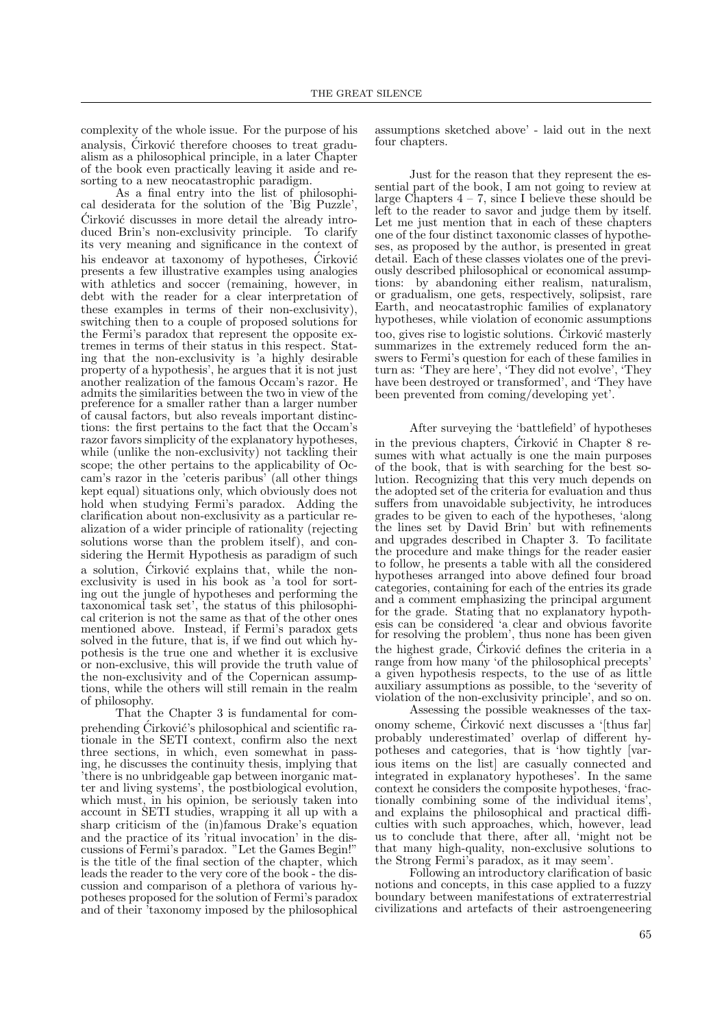complexity of the whole issue. For the purpose of his analysis, Ćirković therefore chooses to treat gradualism as a philosophical principle, in a later Chapter of the book even practically leaving it aside and resorting to a new neocatastrophic paradigm.

As a final entry into the list of philosophical desiderata for the solution of the 'Big Puzzle', Ćirković discusses in more detail the already introduced Brin's non-exclusivity principle. To clarify its very meaning and significance in the context of his endeavor at taxonomy of hypotheses, Ćirković presents a few illustrative examples using analogies with athletics and soccer (remaining, however, in debt with the reader for a clear interpretation of these examples in terms of their non-exclusivity), switching then to a couple of proposed solutions for the Fermi's paradox that represent the opposite extremes in terms of their status in this respect. Stating that the non-exclusivity is 'a highly desirable property of a hypothesis', he argues that it is not just another realization of the famous Occam's razor. He admits the similarities between the two in view of the preference for a smaller rather than a larger number of causal factors, but also reveals important distinctions: the first pertains to the fact that the Occam's razor favors simplicity of the explanatory hypotheses, while (unlike the non-exclusivity) not tackling their scope; the other pertains to the applicability of Occam's razor in the 'ceteris paribus' (all other things kept equal) situations only, which obviously does not hold when studying Fermi's paradox. Adding the clarification about non-exclusivity as a particular realization of a wider principle of rationality (rejecting solutions worse than the problem itself), and considering the Hermit Hypothesis as paradigm of such a solution, Ćirković explains that, while the non-exclusivity is used in his book as 'a tool for sorting out the jungle of hypotheses and performing the taxonomical task set', the status of this philosophical criterion is not the same as that of the other ones mentioned above. Instead, if Fermi's paradox gets solved in the future, that is, if we find out which hypothesis is the true one and whether it is exclusive or non-exclusive, this will provide the truth value of the non-exclusivity and of the Copernican assumptions, while the others will still remain in the realm of philosophy.

That the Chapter 3 is fundamental for comprehending Ćirković's philosophical and scientific rationale in the SETI context, confirm also the next three sections, in which, even somewhat in passing, he discusses the continuity thesis, implying that 'there is no unbridgeable gap between inorganic matter and living systems', the postbiological evolution, which must, in his opinion, be seriously taken into account in SETI studies, wrapping it all up with a sharp criticism of the (in)famous Drake's equation and the practice of its 'ritual invocation' in the discussions of Fermi's paradox. "Let the Games Begin!" is the title of the final section of the chapter, which leads the reader to the very core of the book - the discussion and comparison of a plethora of various hypotheses proposed for the solution of Fermi's paradox and of their 'taxonomy imposed by the philosophical assumptions sketched above' - laid out in the next four chapters.

Just for the reason that they represent the essential part of the book, I am not going to review at large Chapters 4 – 7, since I believe these should be left to the reader to savor and judge them by itself. Let me just mention that in each of these chapters one of the four distinct taxonomic classes of hypotheses, as proposed by the author, is presented in great detail. Each of these classes violates one of the previously described philosophical or economical assumptions: by abandoning either realism, naturalism, or gradualism, one gets, respectively, solipsist, rare Earth, and neocatastrophic families of explanatory hypotheses, while violation of economic assumptions too, gives rise to logistic solutions. Ćirković masterly summarizes in the extremely reduced form the answers to Fermi's question for each of these families in turn as: 'They are here', 'They did not evolve', 'They have been destroyed or transformed', and 'They have been prevented from coming/developing yet'.

After surveying the 'battlefield' of hypotheses in the previous chapters, Ćirković in Chapter 8 resumes with what actually is one the main purposes of the book, that is with searching for the best solution. Recognizing that this very much depends on the adopted set of the criteria for evaluation and thus suffers from unavoidable subjectivity, he introduces grades to be given to each of the hypotheses, 'along the lines set by David Brin' but with refinements and upgrades described in Chapter 3. To facilitate the procedure and make things for the reader easier to follow, he presents a table with all the considered hypotheses arranged into above defined four broad categories, containing for each of the entries its grade and a comment emphasizing the principal argument for the grade. Stating that no explanatory hypothesis can be considered 'a clear and obvious favorite for resolving the problem', thus none has been given the highest grade, Ćirković defines the criteria in a range from how many 'of the philosophical precepts' a given hypothesis respects, to the use of as little auxiliary assumptions as possible, to the 'severity of violation of the non-exclusivity principle', and so on.

Assessing the possible weaknesses of the taxonomy scheme, Ćirković next discusses a '[thus far] probably underestimated' overlap of different hypotheses and categories, that is 'how tightly [various items on the list] are casually connected and integrated in explanatory hypotheses'. In the same context he considers the composite hypotheses, 'fractionally combining some of the individual items', and explains the philosophical and practical difficulties with such approaches, which, however, lead us to conclude that there, after all, 'might not be that many high-quality, non-exclusive solutions to the Strong Fermi's paradox, as it may seem'.

Following an introductory clarification of basic notions and concepts, in this case applied to a fuzzy boundary between manifestations of extraterrestrial civilizations and artefacts of their astroengeneering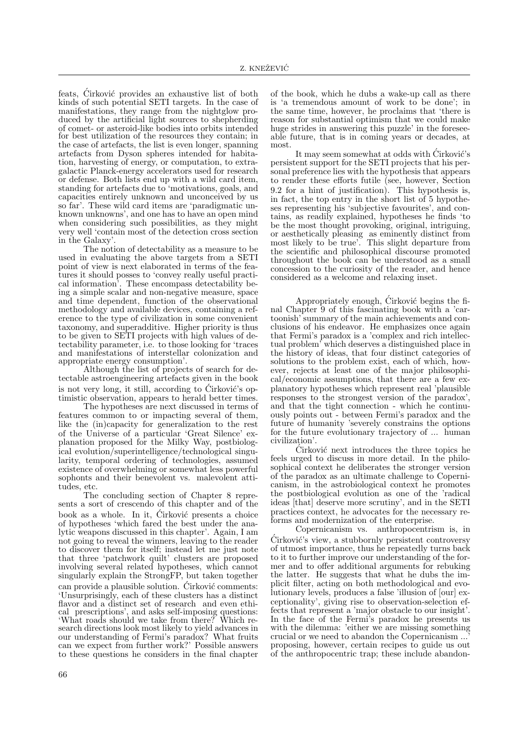feats, Ćirković provides an exhaustive list of both kinds of such potential SETI targets. In the case of manifestations, they range from the nightglow produced by the artificial light sources to shepherding of comet- or asteroid-like bodies into orbits intended for best utilization of the resources they contain; in the case of artefacts, the list is even longer, spanning artefacts from Dyson spheres intended for habitation, harvesting of energy, or computation, to extragalactic Planck-energy accelerators used for research or defense. Both lists end up with a wild card item, standing for artefacts due to 'motivations, goals, and capacities entirely unknown and unconceived by us so far'. These wild card items are 'paradigmatic unknown unknowns', and one has to have an open mind when considering such possibilities, as they might very well 'contain most of the detection cross section in the Galaxy'.

The notion of detectability as a measure to be used in evaluating the above targets from a SETI point of view is next elaborated in terms of the features it should posses to 'convey really useful practical information'. These encompass detectability being a simple scalar and non-negative measure, space and time dependent, function of the observational methodology and available devices, containing a reference to the type of civilization in some convenient taxonomy, and superadditive. Higher priority is thus to be given to SETI projects with high values of detectability parameter, i.e. to those looking for 'traces and manifestations of interstellar colonization and appropriate energy consumption'.

Although the list of projects of search for detectable astroengineering artefacts given in the book is not very long, it still, according to Ćirković's optimistic observation, appears to herald better times.

The hypotheses are next discussed in terms of features common to or impacting several of them, like the (in)capacity for generalization to the rest of the Universe of a particular 'Great Silence' explanation proposed for the Milky Way, postbiological evolution/superintelligence/technological singularity, temporal ordering of technologies, assumed existence of overwhelming or somewhat less powerful sophonts and their benevolent vs. malevolent attitudes, etc.

The concluding section of Chapter 8 represents a sort of crescendo of this chapter and of the book as a whole. In it, Ćirković presents a choice of hypotheses 'which fared the best under the analytic weapons discussed in this chapter'. Again, I am not going to reveal the winners, leaving to the reader to discover them for itself; instead let me just note that three 'patchwork quilt' clusters are proposed involving several related hypotheses, which cannot singularly explain the StrongFP, but taken together can provide a plausible solution. Ćirković comments: 'Unsurprisingly, each of these clusters has a distinct flavor and a distinct set of research and even ethical prescriptions', and asks self-imposing questions: 'What roads should we take from there? Which research directions look most likely to yield advances in our understanding of Fermi's paradox? What fruits can we expect from further work?' Possible answers to these questions he considers in the final chapter of the book, which he dubs a wake-up call as there is 'a tremendous amount of work to be done'; in the same time, however, he proclaims that 'there is reason for substantial optimism that we could make huge strides in answering this puzzle' in the foreseeable future, that is in coming years or decades, at most.

It may seem somewhat at odds with Ćirković's persistent support for the SETI projects that his personal preference lies with the hypothesis that appears to render these efforts futile (see, however, Section 9.2 for a hint of justification). This hypothesis is, in fact, the top entry in the short list of 5 hypotheses representing his 'subjective favourites', and contains, as readily explained, hypotheses he finds 'to be the most thought provoking, original, intriguing, or aesthetically pleasing as eminently distinct from most likely to be true'. This slight departure from the scientific and philosophical discourse promoted throughout the book can be understood as a small concession to the curiosity of the reader, and hence considered as a welcome and relaxing inset.

Appropriately enough, Ćirković begins the final Chapter 9 of this fascinating book with a 'cartoonish' summary of the main achievements and conclusions of his endeavor. He emphasizes once again that Fermi's paradox is a 'complex and rich intellectual problem' which deserves a distinguished place in the history of ideas, that four distinct categories of solutions to the problem exist, each of which, however, rejects at least one of the major philosophical/economic assumptions, that there are a few explanatory hypotheses which represent real 'plausible responses to the strongest version of the paradox', and that the tight connection - which he continuously points out - between Fermi's paradox and the future of humanity 'severely constrains the options for the future evolutionary trajectory of ... human civilization'.

Ćirković next introduces the three topics he feels urged to discuss in more detail. In the philosophical context he deliberates the stronger version of the paradox as an ultimate challenge to Copernicanism, in the astrobiological context he promotes the postbiological evolution as one of the 'radical ideas [that] deserve more scrutiny', and in the SETI practices context, he advocates for the necessary reforms and modernization of the enterprise.

Copernicanism vs. anthropocentrism is, in Ćirković's view, a stubbornly persistent controversy of utmost importance, thus he repeatedly turns back to it to further improve our understanding of the former and to offer additional arguments for rebuking the latter. He suggests that what he dubs the implicit filter, acting on both methodological and evolutionary levels, produces a false 'illusion of [our] exceptionality', giving rise to observation-selection effects that represent a 'major obstacle to our insight'. In the face of the Fermi's paradox he presents us with the dilemma: 'either we are missing something crucial or we need to abandon the Copernicanism ...' proposing, however, certain recipes to guide us out of the anthropocentric trap; these include abandon-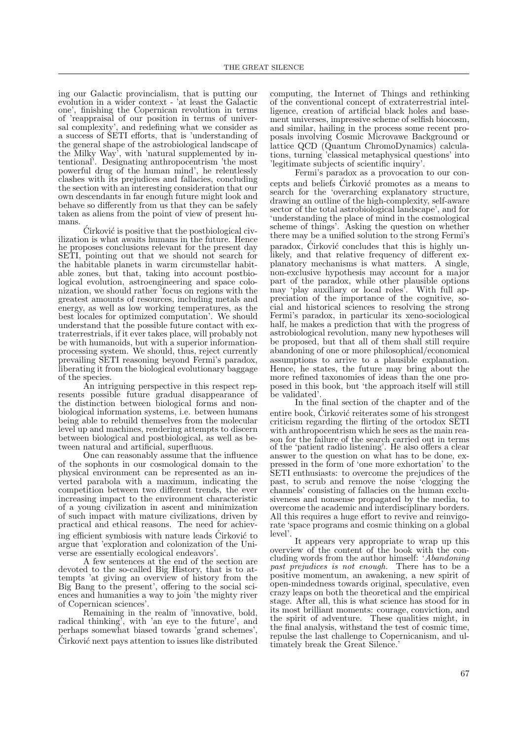ing our Galactic provincialism, that is putting our evolution in a wider context - 'at least the Galactic one', finishing the Copernican revolution in terms of 'reappraisal of our position in terms of universal complexity', and redefining what we consider as a success of SETI efforts, that is 'understanding of the general shape of the astrobiological landscape of the Milky Way', with 'natural supplemented by intentional'. Designating anthropocentrism 'the most powerful drug of the human mind', he relentlessly clashes with its prejudices and fallacies, concluding the section with an interesting consideration that our own descendants in far enough future might look and behave so differently from us that they can be safely taken as aliens from the point of view of present humans.

Ćirković is positive that the postbiological civilization is what awaits humans in the future. Hence he proposes conclusions relevant for the present day SETI, pointing out that we should not search for the habitable planets in warm circumstellar habitable zones, but that, taking into account postbiological evolution, astroengineering and space colonization, we should rather 'focus on regions with the greatest amounts of resources, including metals and energy, as well as low working temperatures, as the best locales for optimized computation'. We should understand that the possible future contact with extraterrestrials, if it ever takes place, will probably not be with humanoids, but with a superior information-processing system. We should, thus, reject currently prevailing SETI reasoning beyond Fermi's paradox, liberating it from the biological evolutionary baggage of the species.

An intriguing perspective in this respect represents possible future gradual disappearance of the distinction between biological forms and nonbiological information systems, i.e. between humans being able to rebuild themselves from the molecular level up and machines, rendering attempts to discern between biological and postbiological, as well as between natural and artificial, superfluous.

One can reasonably assume that the influence of the sophonts in our cosmological domain to the physical environment can be represented as an inverted parabola with a maximum, indicating the competition between two different trends, the ever increasing impact to the environment characteristic of a young civilization in ascent and minimization of such impact with mature civilizations, driven by practical and ethical reasons. The need for achieving efficient symbiosis with nature leads Ćirković to argue that 'exploration and colonization of the Universe are essentially ecological endeavors'.

A few sentences at the end of the section are devoted to the so-called Big History, that is to attempts 'at giving an overview of history from the Big Bang to the present', offering to the social sciences and humanities a way to join 'the mighty river of Copernican sciences'.

Remaining in the realm of 'innovative, bold, radical thinking', with 'an eye to the future', and perhaps somewhat biased towards 'grand schemes', Ćirković next pays attention to issues like distributed computing, the Internet of Things and rethinking of the conventional concept of extraterrestrial intelligence, creation of artificial black holes and basement universes, impressive scheme of selfish biocosm, and similar, hailing in the process some recent proposals involving Cosmic Microvawe Background or lattice QCD (Quantum ChromoDynamics) calculations, turning 'classical metaphysical questions' into 'legitimate subjects of scientific inquiry'.

Fermi's paradox as a provocation to our concepts and beliefs Ćirković promotes as a means to search for the 'overarching explanatory structure, drawing an outline of the high-complexity, self-aware sector of the total astrobiological landscape', and for 'understanding the place of mind in the cosmological scheme of things'. Asking the question on whether there may be a unified solution to the strong Fermi's paradox, Ćirković concludes that this is highly unlikely, and that relative frequency of different explanatory mechanisms is what matters. A single, non-exclusive hypothesis may account for a major part of the paradox, while other plausible options may 'play auxiliary or local roles'. With full appreciation of the importance of the cognitive, social and historical sciences to resolving the strong Fermi's paradox, in particular its xeno-sociological half, he makes a prediction that with the progress of astrobiological revolution, many new hypotheses will be proposed, but that all of them shall still require abandoning of one or more philosophical/economical assumptions to arrive to a plausible explanation. Hence, he states, the future may bring about the more refined taxonomies of ideas than the one proposed in this book, but 'the approach itself will still be validated'.

In the final section of the chapter and of the entire book, Ćirković reiterates some of his strongest criticism regarding the flirting of the ortodox SETI with anthropocentrism which he sees as the main reason for the failure of the search carried out in terms of the 'patient radio listening'. He also offers a clear answer to the question on what has to be done, expressed in the form of 'one more exhortation' to the SETI enthusiasts: to overcome the prejudices of the past, to scrub and remove the noise 'clogging the channels' consisting of fallacies on the human exclusiveness and nonsense propagated by the media, to overcome the academic and interdisciplinary borders. All this requires a huge effort to revive and reinvigorate 'space programs and cosmic thinking on a global level'.

It appears very appropriate to wrap up this overview of the content of the book with the concluding words from the author himself: '*Abandoning past prejudices is not enough.* There has to be a positive momentum, an awakening, a new spirit of open-mindedness towards original, speculative, even crazy leaps on both the theoretical and the empirical stage. After all, this is what science has stood for in its most brilliant moments: courage, conviction, and the spirit of adventure. These qualities might, in the final analysis, withstand the test of cosmic time, repulse the last challenge to Copernicanism, and ultimately break the Great Silence.'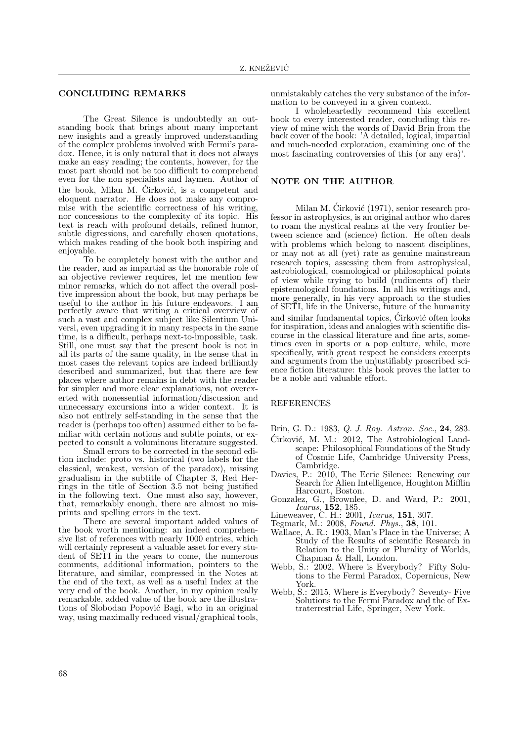## CONCLUDING REMARKS

The Great Silence is undoubtedly an outstanding book that brings about many important new insights and a greatly improved understanding of the complex problems involved with Fermi's paradox. Hence, it is only natural that it does not always make an easy reading; the contents, however, for the most part should not be too difficult to comprehend even for the non specialists and laymen. Author of the book, Milan M. Ćirković, is a competent and eloquent narrator. He does not make any compromise with the scientific correctness of his writing, nor concessions to the complexity of its topic. His text is reach with profound details, refined humor, subtle digressions, and carefully chosen quotations, which makes reading of the book both inspiring and enjoyable.

To be completely honest with the author and the reader, and as impartial as the honorable role of an objective reviewer requires, let me mention few minor remarks, which do not affect the overall positive impression about the book, but may perhaps be useful to the author in his future endeavors. I am perfectly aware that writing a critical overview of such a vast and complex subject like Silentium Universi, even upgrading it in many respects in the same time, is a difficult, perhaps next-to-impossible, task. Still, one must say that the present book is not in all its parts of the same quality, in the sense that in most cases the relevant topics are indeed brilliantly described and summarized, but that there are few places where author remains in debt with the reader for simpler and more clear explanations, not overexerted with nonessential information/discussion and unnecessary excursions into a wider context. It is also not entirely self-standing in the sense that the reader is (perhaps too often) assumed either to be familiar with certain notions and subtle points, or expected to consult a voluminous literature suggested.

Small errors to be corrected in the second edition include: proto vs. historical (two labels for the classical, weakest, version of the paradox), missing gradualism in the subtitle of Chapter 3, Red Herrings in the title of Section 3.5 not being justified in the following text. One must also say, however, that, remarkably enough, there are almost no misprints and spelling errors in the text.

There are several important added values of the book worth mentioning: an indeed comprehensive list of references with nearly 1000 entries, which will certainly represent a valuable asset for every student of SETI in the years to come, the numerous comments, additional information, pointers to the literature, and similar, compressed in the Notes at the end of the text, as well as a useful Index at the very end of the book. Another, in my opinion really remarkable, added value of the book are the illustrations of Slobodan Popović Bagi, who in an original way, using maximally reduced visual/graphical tools, unmistakably catches the very substance of the information to be conveyed in a given context.

I wholeheartedly recommend this excellent book to every interested reader, concluding this review of mine with the words of David Brin from the back cover of the book: 'A detailed, logical, impartial and much-needed exploration, examining one of the most fascinating controversies of this (or any era)'.

## NOTE ON THE AUTHOR

Milan M. Ćirković (1971), senior research professor in astrophysics, is an original author who dares to roam the mystical realms at the very frontier between science and (science) fiction. He often deals with problems which belong to nascent disciplines, or may not at all (yet) rate as genuine mainstream research topics, assessing them from astrophysical, astrobiological, cosmological or philosophical points of view while trying to build (rudiments of) their epistemological foundations. In all his writings and, more generally, in his very approach to the studies of SETI, life in the Universe, future of the humanity and similar fundamental topics, Ćirković often looks for inspiration, ideas and analogies with scientific discourse in the classical literature and fine arts, sometimes even in sports or a pop culture, while, more specifically, with great respect he considers excerpts and arguments from the unjustifiably proscribed science fiction literature: this book proves the latter to be a noble and valuable effort.

## REFERENCES

Brin, G. D.: 1983, *Q. J. Roy. Astron. Soc.*, **24**, 283.

Ćirković, M. M.: 2012, The Astrobiological Landscape: Philosophical Foundations of the Study of Cosmic Life, Cambridge University Press, Cambridge.

Davies, P.: 2010, The Eerie Silence: Renewing our Search for Alien Intelligence, Houghton Mifflin Harcourt, Boston.

Gonzalez, G., Brownlee, D. and Ward, P.: 2001, *Icarus*, **152**, 185.

Lineweaver, C. H.: 2001, *Icarus*, **151**, 307.

Tegmark, M.: 2008, *Found. Phys.*, **38**, 101.

Wallace, A. R.: 1903, Man's Place in the Universe; A Study of the Results of scientific Research in Relation to the Unity or Plurality of Worlds, Chapman & Hall, London.

Webb, S.: 2002, Where is Everybody? Fifty Solutions to the Fermi Paradox, Copernicus, New York.

Webb, S.: 2015, Where is Everybody? Seventy- Five Solutions to the Fermi Paradox and the of Extraterrestrial Life, Springer, New York.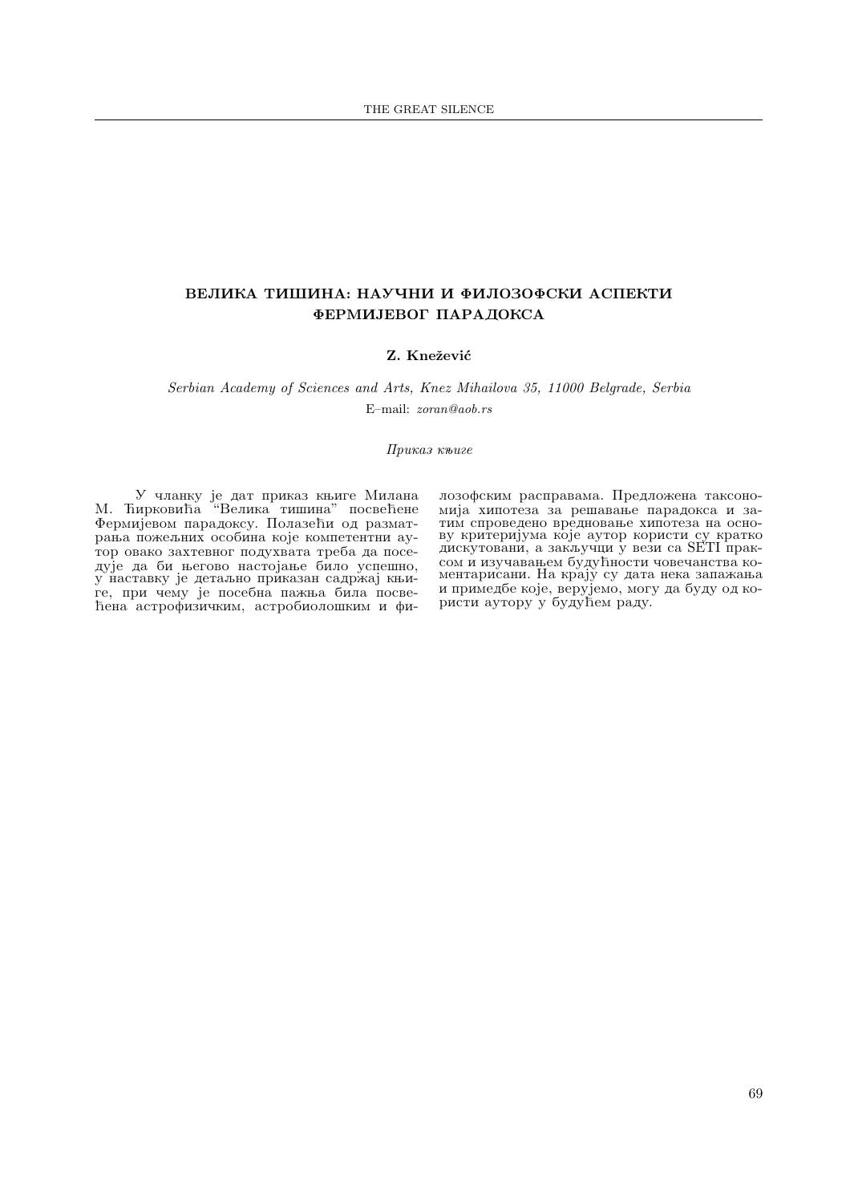## ВЕЛИКА ТИШИНА: НАУЧНИ И ФИЛОЗОФСКИ АСПЕКТИ ФЕРМИЈЕВОГ ПАРАДОКСА

**Z. Knežević**

*Serbian Academy of Sciences and Arts, Knez Mihailova 35, 11000 Belgrade, Serbia*

E–mail: *zoran@aob.rs*

*Приказ књиге*

У чланку је дат приказ књиге Милана М. Ћирковића "Велика тишина" посвећене Фермијевом парадоксу. Полазећи од разматрања пожељних особина које компетентни аутор овако захтевног подухвата треба да поседује да би његово настојање било успешно, у наставку је детаљно приказан садржај књиге, при чему је посебна пажња била посвећена астрофизичким, астробиолошким и филозофским расправама. Предложена таксономија хипотеза за решавање парадокса и затим спроведено вредновање хипотеза на основу критеријума које аутор користи су кратко дискутовани, а закључци у вези са SETI праксом и изучавањем будућности човечанства коментарисани. На крају су дата нека запажања и примедбе које, верујемо, могу да буду од користи аутору у будућем раду.